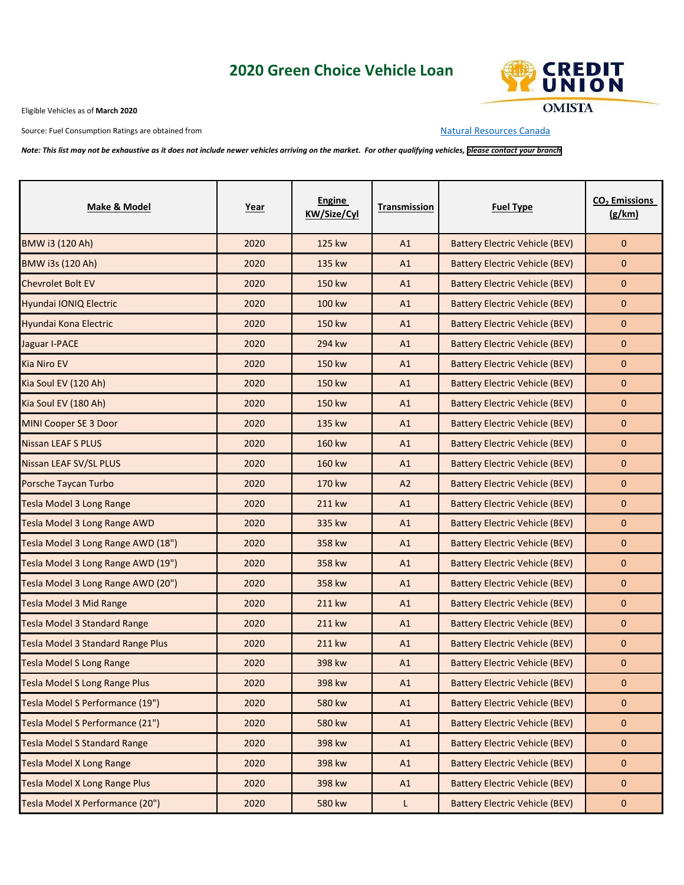# 2020 Green Choice Vehicle Loan

Eligible Vehicles as of **March 2020**

Source: Fuel Consumption Ratings are obtained from Natural Resources Canada

***Note: This list may not be exhaustive as it does not include newer vehicles arriving on the market. For other qualifying vehicles, please contact your branch***

| Make & Model | Year | Engine KW/Size/Cyl | Transmission | Fuel Type | $CO_2$ Emissions (g/km) |
|---|---|---|---|---|---|
| BMW i3 (120 Ah) | 2020 | 125 kw | A1 | Battery Electric Vehicle (BEV) | 0 |
| BMW i3s (120 Ah) | 2020 | 135 kw | A1 | Battery Electric Vehicle (BEV) | 0 |
| Chevrolet Bolt EV | 2020 | 150 kw | A1 | Battery Electric Vehicle (BEV) | 0 |
| Hyundai IONIQ Electric | 2020 | 100 kw | A1 | Battery Electric Vehicle (BEV) | 0 |
| Hyundai Kona Electric | 2020 | 150 kw | A1 | Battery Electric Vehicle (BEV) | 0 |
| Jaguar I-PACE | 2020 | 294 kw | A1 | Battery Electric Vehicle (BEV) | 0 |
| Kia Niro EV | 2020 | 150 kw | A1 | Battery Electric Vehicle (BEV) | 0 |
| Kia Soul EV (120 Ah) | 2020 | 150 kw | A1 | Battery Electric Vehicle (BEV) | 0 |
| Kia Soul EV (180 Ah) | 2020 | 150 kw | A1 | Battery Electric Vehicle (BEV) | 0 |
| MINI Cooper SE 3 Door | 2020 | 135 kw | A1 | Battery Electric Vehicle (BEV) | 0 |
| Nissan LEAF S PLUS | 2020 | 160 kw | A1 | Battery Electric Vehicle (BEV) | 0 |
| Nissan LEAF SV/SL PLUS | 2020 | 160 kw | A1 | Battery Electric Vehicle (BEV) | 0 |
| Porsche Taycan Turbo | 2020 | 170 kw | A2 | Battery Electric Vehicle (BEV) | 0 |
| Tesla Model 3 Long Range | 2020 | 211 kw | A1 | Battery Electric Vehicle (BEV) | 0 |
| Tesla Model 3 Long Range AWD | 2020 | 335 kw | A1 | Battery Electric Vehicle (BEV) | 0 |
| Tesla Model 3 Long Range AWD (18") | 2020 | 358 kw | A1 | Battery Electric Vehicle (BEV) | 0 |
| Tesla Model 3 Long Range AWD (19") | 2020 | 358 kw | A1 | Battery Electric Vehicle (BEV) | 0 |
| Tesla Model 3 Long Range AWD (20") | 2020 | 358 kw | A1 | Battery Electric Vehicle (BEV) | 0 |
| Tesla Model 3 Mid Range | 2020 | 211 kw | A1 | Battery Electric Vehicle (BEV) | 0 |
| Tesla Model 3 Standard Range | 2020 | 211 kw | A1 | Battery Electric Vehicle (BEV) | 0 |
| Tesla Model 3 Standard Range Plus | 2020 | 211 kw | A1 | Battery Electric Vehicle (BEV) | 0 |
| Tesla Model S Long Range | 2020 | 398 kw | A1 | Battery Electric Vehicle (BEV) | 0 |
| Tesla Model S Long Range Plus | 2020 | 398 kw | A1 | Battery Electric Vehicle (BEV) | 0 |
| Tesla Model S Performance (19") | 2020 | 580 kw | A1 | Battery Electric Vehicle (BEV) | 0 |
| Tesla Model S Performance (21") | 2020 | 580 kw | A1 | Battery Electric Vehicle (BEV) | 0 |
| Tesla Model S Standard Range | 2020 | 398 kw | A1 | Battery Electric Vehicle (BEV) | 0 |
| Tesla Model X Long Range | 2020 | 398 kw | A1 | Battery Electric Vehicle (BEV) | 0 |
| Tesla Model X Long Range Plus | 2020 | 398 kw | A1 | Battery Electric Vehicle (BEV) | 0 |
| Tesla Model X Performance (20") | 2020 | 580 kw | L | Battery Electric Vehicle (BEV) | 0 |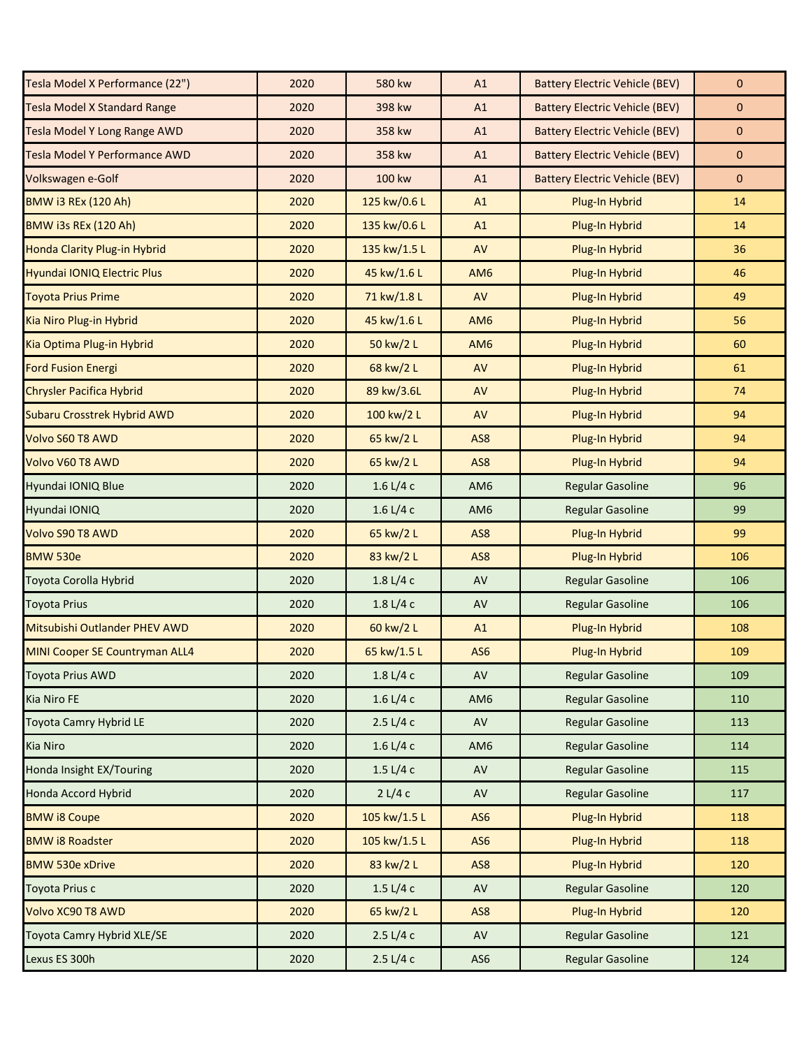| | | | | | |
|---|---|---|---|---|---|
| Tesla Model X Performance (22") | 2020 | 580 kw | A1 | Battery Electric Vehicle (BEV) | 0 |
| Tesla Model X Standard Range | 2020 | 398 kw | A1 | Battery Electric Vehicle (BEV) | 0 |
| Tesla Model Y Long Range AWD | 2020 | 358 kw | A1 | Battery Electric Vehicle (BEV) | 0 |
| Tesla Model Y Performance AWD | 2020 | 358 kw | A1 | Battery Electric Vehicle (BEV) | 0 |
| Volkswagen e-Golf | 2020 | 100 kw | A1 | Battery Electric Vehicle (BEV) | 0 |
| BMW i3 REx (120 Ah) | 2020 | 125 kw/0.6 L | A1 | Plug-In Hybrid | 14 |
| BMW i3s REx (120 Ah) | 2020 | 135 kw/0.6 L | A1 | Plug-In Hybrid | 14 |
| Honda Clarity Plug-in Hybrid | 2020 | 135 kw/1.5 L | AV | Plug-In Hybrid | 36 |
| Hyundai IONIQ Electric Plus | 2020 | 45 kw/1.6 L | AM6 | Plug-In Hybrid | 46 |
| Toyota Prius Prime | 2020 | 71 kw/1.8 L | AV | Plug-In Hybrid | 49 |
| Kia Niro Plug-in Hybrid | 2020 | 45 kw/1.6 L | AM6 | Plug-In Hybrid | 56 |
| Kia Optima Plug-in Hybrid | 2020 | 50 kw/2 L | AM6 | Plug-In Hybrid | 60 |
| Ford Fusion Energi | 2020 | 68 kw/2 L | AV | Plug-In Hybrid | 61 |
| Chrysler Pacifica Hybrid | 2020 | 89 kw/3.6L | AV | Plug-In Hybrid | 74 |
| Subaru Crosstrek Hybrid AWD | 2020 | 100 kw/2 L | AV | Plug-In Hybrid | 94 |
| Volvo S60 T8 AWD | 2020 | 65 kw/2 L | AS8 | Plug-In Hybrid | 94 |
| Volvo V60 T8 AWD | 2020 | 65 kw/2 L | AS8 | Plug-In Hybrid | 94 |
| Hyundai IONIQ Blue | 2020 | 1.6 L/4 c | AM6 | Regular Gasoline | 96 |
| Hyundai IONIQ | 2020 | 1.6 L/4 c | AM6 | Regular Gasoline | 99 |
| Volvo S90 T8 AWD | 2020 | 65 kw/2 L | AS8 | Plug-In Hybrid | 99 |
| BMW 530e | 2020 | 83 kw/2 L | AS8 | Plug-In Hybrid | 106 |
| Toyota Corolla Hybrid | 2020 | 1.8 L/4 c | AV | Regular Gasoline | 106 |
| Toyota Prius | 2020 | 1.8 L/4 c | AV | Regular Gasoline | 106 |
| Mitsubishi Outlander PHEV AWD | 2020 | 60 kw/2 L | A1 | Plug-In Hybrid | 108 |
| MINI Cooper SE Countryman ALL4 | 2020 | 65 kw/1.5 L | AS6 | Plug-In Hybrid | 109 |
| Toyota Prius AWD | 2020 | 1.8 L/4 c | AV | Regular Gasoline | 109 |
| Kia Niro FE | 2020 | 1.6 L/4 c | AM6 | Regular Gasoline | 110 |
| Toyota Camry Hybrid LE | 2020 | 2.5 L/4 c | AV | Regular Gasoline | 113 |
| Kia Niro | 2020 | 1.6 L/4 c | AM6 | Regular Gasoline | 114 |
| Honda Insight EX/Touring | 2020 | 1.5 L/4 c | AV | Regular Gasoline | 115 |
| Honda Accord Hybrid | 2020 | 2 L/4 c | AV | Regular Gasoline | 117 |
| BMW i8 Coupe | 2020 | 105 kw/1.5 L | AS6 | Plug-In Hybrid | 118 |
| BMW i8 Roadster | 2020 | 105 kw/1.5 L | AS6 | Plug-In Hybrid | 118 |
| BMW 530e xDrive | 2020 | 83 kw/2 L | AS8 | Plug-In Hybrid | 120 |
| Toyota Prius c | 2020 | 1.5 L/4 c | AV | Regular Gasoline | 120 |
| Volvo XC90 T8 AWD | 2020 | 65 kw/2 L | AS8 | Plug-In Hybrid | 120 |
| Toyota Camry Hybrid XLE/SE | 2020 | 2.5 L/4 c | AV | Regular Gasoline | 121 |
| Lexus ES 300h | 2020 | 2.5 L/4 c | AS6 | Regular Gasoline | 124 |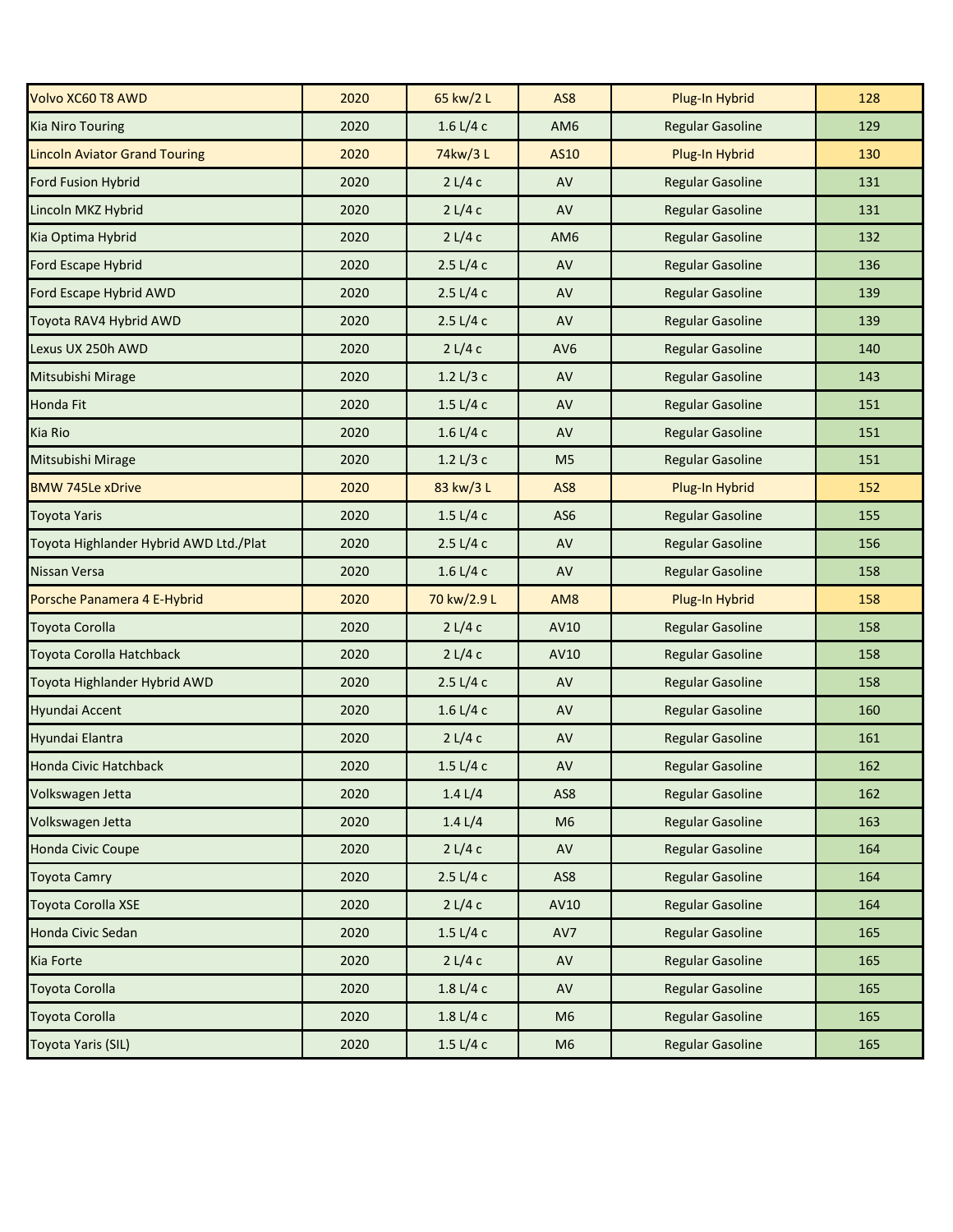| | | | | | |
|---|---|---|---|---|---|
| Volvo XC60 T8 AWD | 2020 | 65 kw/2 L | AS8 | Plug-In Hybrid | 128 |
| Kia Niro Touring | 2020 | 1.6 L/4 c | AM6 | Regular Gasoline | 129 |
| Lincoln Aviator Grand Touring | 2020 | 74kw/3 L | AS10 | Plug-In Hybrid | 130 |
| Ford Fusion Hybrid | 2020 | 2 L/4 c | AV | Regular Gasoline | 131 |
| Lincoln MKZ Hybrid | 2020 | 2 L/4 c | AV | Regular Gasoline | 131 |
| Kia Optima Hybrid | 2020 | 2 L/4 c | AM6 | Regular Gasoline | 132 |
| Ford Escape Hybrid | 2020 | 2.5 L/4 c | AV | Regular Gasoline | 136 |
| Ford Escape Hybrid AWD | 2020 | 2.5 L/4 c | AV | Regular Gasoline | 139 |
| Toyota RAV4 Hybrid AWD | 2020 | 2.5 L/4 c | AV | Regular Gasoline | 139 |
| Lexus UX 250h AWD | 2020 | 2 L/4 c | AV6 | Regular Gasoline | 140 |
| Mitsubishi Mirage | 2020 | 1.2 L/3 c | AV | Regular Gasoline | 143 |
| Honda Fit | 2020 | 1.5 L/4 c | AV | Regular Gasoline | 151 |
| Kia Rio | 2020 | 1.6 L/4 c | AV | Regular Gasoline | 151 |
| Mitsubishi Mirage | 2020 | 1.2 L/3 c | M5 | Regular Gasoline | 151 |
| BMW 745Le xDrive | 2020 | 83 kw/3 L | AS8 | Plug-In Hybrid | 152 |
| Toyota Yaris | 2020 | 1.5 L/4 c | AS6 | Regular Gasoline | 155 |
| Toyota Highlander Hybrid AWD Ltd./Plat | 2020 | 2.5 L/4 c | AV | Regular Gasoline | 156 |
| Nissan Versa | 2020 | 1.6 L/4 c | AV | Regular Gasoline | 158 |
| Porsche Panamera 4 E-Hybrid | 2020 | 70 kw/2.9 L | AM8 | Plug-In Hybrid | 158 |
| Toyota Corolla | 2020 | 2 L/4 c | AV10 | Regular Gasoline | 158 |
| Toyota Corolla Hatchback | 2020 | 2 L/4 c | AV10 | Regular Gasoline | 158 |
| Toyota Highlander Hybrid AWD | 2020 | 2.5 L/4 c | AV | Regular Gasoline | 158 |
| Hyundai Accent | 2020 | 1.6 L/4 c | AV | Regular Gasoline | 160 |
| Hyundai Elantra | 2020 | 2 L/4 c | AV | Regular Gasoline | 161 |
| Honda Civic Hatchback | 2020 | 1.5 L/4 c | AV | Regular Gasoline | 162 |
| Volkswagen Jetta | 2020 | 1.4 L/4 | AS8 | Regular Gasoline | 162 |
| Volkswagen Jetta | 2020 | 1.4 L/4 | M6 | Regular Gasoline | 163 |
| Honda Civic Coupe | 2020 | 2 L/4 c | AV | Regular Gasoline | 164 |
| Toyota Camry | 2020 | 2.5 L/4 c | AS8 | Regular Gasoline | 164 |
| Toyota Corolla XSE | 2020 | 2 L/4 c | AV10 | Regular Gasoline | 164 |
| Honda Civic Sedan | 2020 | 1.5 L/4 c | AV7 | Regular Gasoline | 165 |
| Kia Forte | 2020 | 2 L/4 c | AV | Regular Gasoline | 165 |
| Toyota Corolla | 2020 | 1.8 L/4 c | AV | Regular Gasoline | 165 |
| Toyota Corolla | 2020 | 1.8 L/4 c | M6 | Regular Gasoline | 165 |
| Toyota Yaris (SIL) | 2020 | 1.5 L/4 c | M6 | Regular Gasoline | 165 |